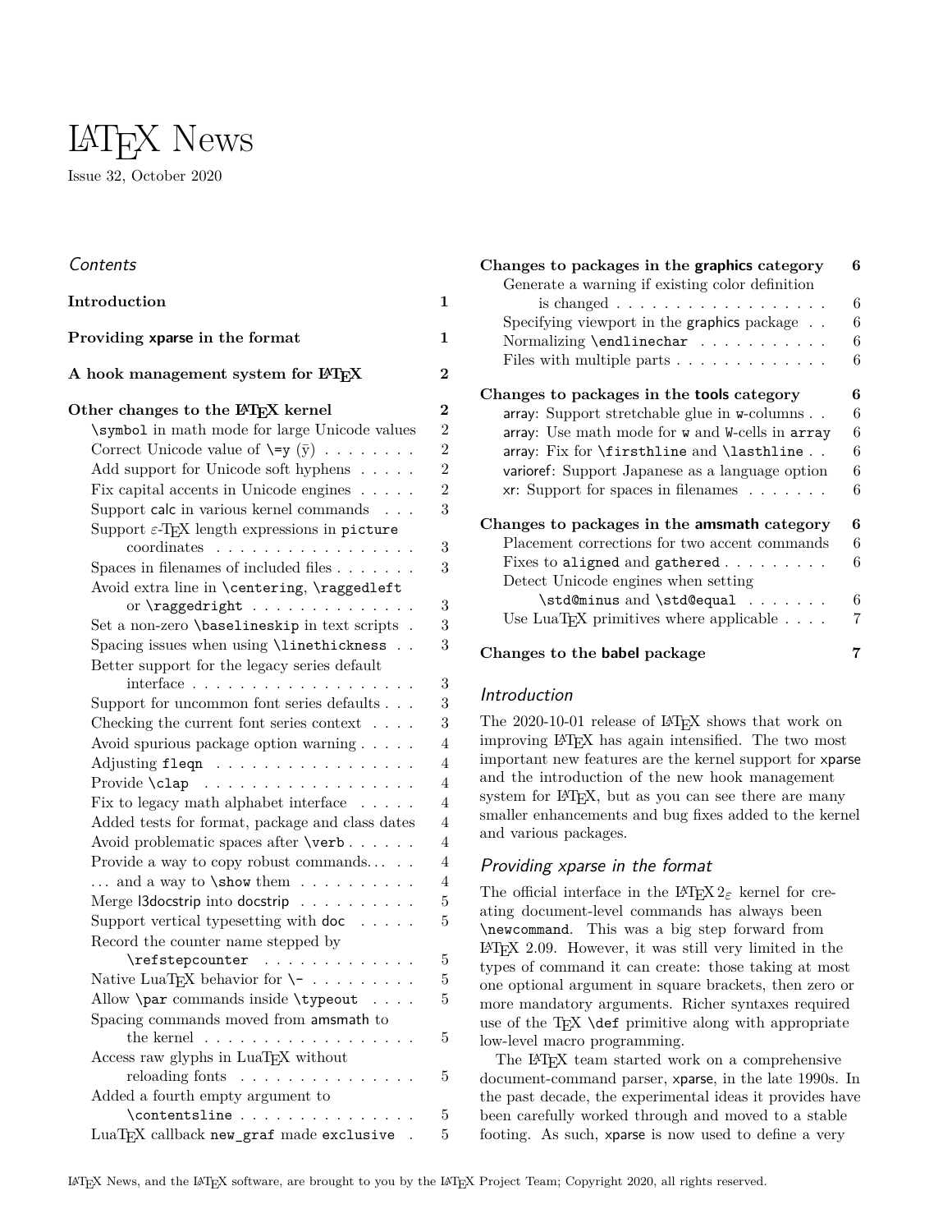# LaTeX News

Issue 32, October 2020

## Contents

| | |
|---|---|
| **Introduction** | **1** |
| **Providing xparse in the format** | **1** |
| **A hook management system for LaTeX** | **2** |
| **Other changes to the LaTeX kernel** | **2** |
| \symbol in math mode for large Unicode values | 2 |
| Correct Unicode value of \=y (ȳ) | 2 |
| Add support for Unicode soft hyphens | 2 |
| Fix capital accents in Unicode engines | 2 |
| Support calc in various kernel commands | 3 |
| Support ε-TeX length expressions in picture coordinates | 3 |
| Spaces in filenames of included files | 3 |
| Avoid extra line in \centering, \raggedleft or \raggedright | 3 |
| Set a non-zero \baselineskip in text scripts | 3 |
| Spacing issues when using \linethickness | 3 |
| Better support for the legacy series default interface | 3 |
| Support for uncommon font series defaults | 3 |
| Checking the current font series context | 3 |
| Avoid spurious package option warning | 4 |
| Adjusting fleqn | 4 |
| Provide \clap | 4 |
| Fix to legacy math alphabet interface | 4 |
| Added tests for format, package and class dates | 4 |
| Avoid problematic spaces after \verb | 4 |
| Provide a way to copy robust commands... | 4 |
| ... and a way to \show them | 4 |
| Merge l3docstrip into docstrip | 5 |
| Support vertical typesetting with doc | 5 |
| Record the counter name stepped by \refstepcounter | 5 |
| Native LuaTeX behavior for \- | 5 |
| Allow \par commands inside \typeout | 5 |
| Spacing commands moved from amsmath to the kernel | 5 |
| Access raw glyphs in LuaTeX without reloading fonts | 5 |
| Added a fourth empty argument to \contentsline | 5 |
| LuaTeX callback new_graf made exclusive | 5 |
| **Changes to packages in the graphics category** | **6** |
| Generate a warning if existing color definition is changed | 6 |
| Specifying viewport in the graphics package | 6 |
| Normalizing \endlinechar | 6 |
| Files with multiple parts | 6 |
| **Changes to packages in the tools category** | **6** |
| array: Support stretchable glue in w-columns | 6 |
| array: Use math mode for w and W-cells in array | 6 |
| array: Fix for \firsthline and \lasthline | 6 |
| varioref: Support Japanese as a language option | 6 |
| xr: Support for spaces in filenames | 6 |
| **Changes to packages in the amsmath category** | **6** |
| Placement corrections for two accent commands | 6 |
| Fixes to aligned and gathered | 6 |
| Detect Unicode engines when setting \std@minus and \std@equal | 6 |
| Use LuaTeX primitives where applicable | 7 |
| **Changes to the babel package** | **7** |

## Introduction

The 2020-10-01 release of LaTeX shows that work on improving LaTeX has again intensified. The two most important new features are the kernel support for xparse and the introduction of the new hook management system for LaTeX, but as you can see there are many smaller enhancements and bug fixes added to the kernel and various packages.

## Providing xparse in the format

The official interface in the LaTeX $2_\varepsilon$ kernel for creating document-level commands has always been \newcommand. This was a big step forward from LaTeX 2.09. However, it was still very limited in the types of command it can create: those taking at most one optional argument in square brackets, then zero or more mandatory arguments. Richer syntaxes required use of the TeX \def primitive along with appropriate low-level macro programming.

The LaTeX team started work on a comprehensive document-command parser, xparse, in the late 1990s. In the past decade, the experimental ideas it provides have been carefully worked through and moved to a stable footing. As such, xparse is now used to define a very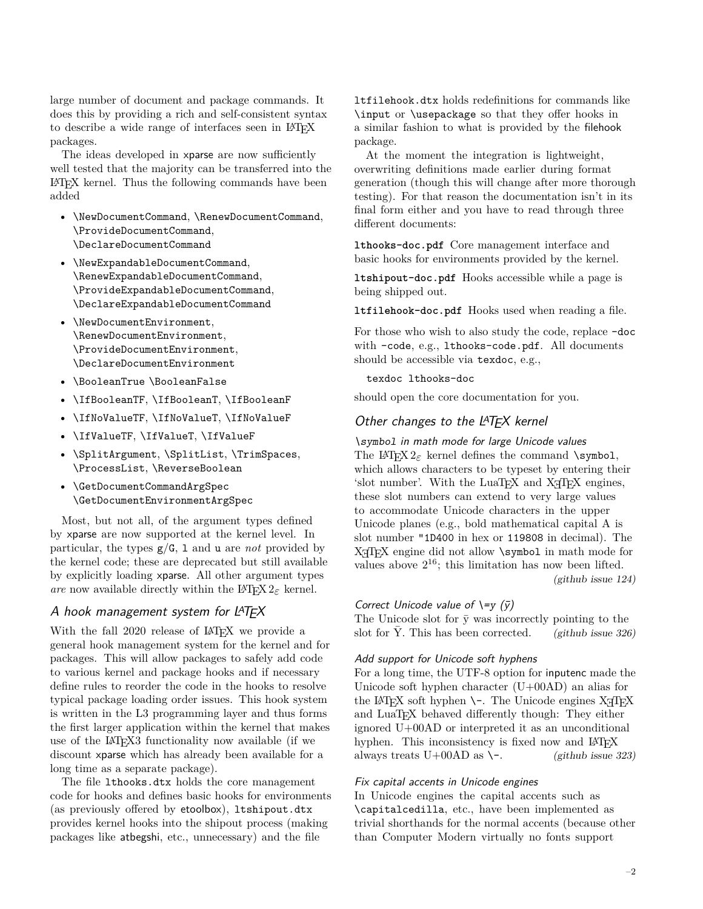large number of document and package commands. It does this by providing a rich and self-consistent syntax to describe a wide range of interfaces seen in LaTeX packages.

The ideas developed in xparse are now sufficiently well tested that the majority can be transferred into the LaTeX kernel. Thus the following commands have been added

- `\NewDocumentCommand`, `\RenewDocumentCommand`, `\ProvideDocumentCommand`, `\DeclareDocumentCommand`
- `\NewExpandableDocumentCommand`, `\RenewExpandableDocumentCommand`, `\ProvideExpandableDocumentCommand`, `\DeclareExpandableDocumentCommand`
- `\NewDocumentEnvironment`, `\RenewDocumentEnvironment`, `\ProvideDocumentEnvironment`, `\DeclareDocumentEnvironment`
- `\BooleanTrue` `\BooleanFalse`
- `\IfBooleanTF`, `\IfBooleanT`, `\IfBooleanF`
- `\IfNoValueTF`, `\IfNoValueT`, `\IfNoValueF`
- `\IfValueTF`, `\IfValueT`, `\IfValueF`
- `\SplitArgument`, `\SplitList`, `\TrimSpaces`, `\ProcessList`, `\ReverseBoolean`
- `\GetDocumentCommandArgSpec` `\GetDocumentEnvironmentArgSpec`

Most, but not all, of the argument types defined by xparse are now supported at the kernel level. In particular, the types `g`/`G`, `l` and `u` are *not* provided by the kernel code; these are deprecated but still available by explicitly loading xparse. All other argument types *are* now available directly within the LaTeX 2ε kernel.

## A hook management system for LaTeX

With the fall 2020 release of LaTeX we provide a general hook management system for the kernel and for packages. This will allow packages to safely add code to various kernel and package hooks and if necessary define rules to reorder the code in the hooks to resolve typical package loading order issues. This hook system is written in the L3 programming layer and thus forms the first larger application within the kernel that makes use of the LaTeX3 functionality now available (if we discount xparse which has already been available for a long time as a separate package).

The file `lthooks.dtx` holds the core management code for hooks and defines basic hooks for environments (as previously offered by etoolbox), `ltshipout.dtx` provides kernel hooks into the shipout process (making packages like atbegshi, etc., unnecessary) and the file `ltfilehook.dtx` holds redefinitions for commands like `\input` or `\usepackage` so that they offer hooks in a similar fashion to what is provided by the filehook package.

At the moment the integration is lightweight, overwriting definitions made earlier during format generation (though this will change after more thorough testing). For that reason the documentation isn't in its final form either and you have to read through three different documents:

**`lthooks-doc.pdf`** Core management interface and basic hooks for environments provided by the kernel.

**`ltshipout-doc.pdf`** Hooks accessible while a page is being shipped out.

**`ltfilehook-doc.pdf`** Hooks used when reading a file.

For those who wish to also study the code, replace `-doc` with `-code`, e.g., `lthooks-code.pdf`. All documents should be accessible via `texdoc`, e.g.,

```
texdoc lthooks-doc
```

should open the core documentation for you.

## Other changes to the LaTeX kernel

### `\symbol` in math mode for large Unicode values

The LaTeX 2ε kernel defines the command `\symbol`, which allows characters to be typeset by entering their 'slot number'. With the LuaTeX and XeTeX engines, these slot numbers can extend to very large values to accommodate Unicode characters in the upper Unicode planes (e.g., bold mathematical capital A is slot number `"1D400` in hex or `119808` in decimal). The XeTeX engine did not allow `\symbol` in math mode for values above $2^{16}$; this limitation has now been lifted.

*(github issue 124)*

### Correct Unicode value of `\=y` (ȳ)

The Unicode slot for ȳ was incorrectly pointing to the slot for Ȳ. This has been corrected. *(github issue 326)*

### Add support for Unicode soft hyphens

For a long time, the UTF-8 option for inputenc made the Unicode soft hyphen character (U+00AD) an alias for the LaTeX soft hyphen `\-`. The Unicode engines XeTeX and LuaTeX behaved differently though: They either ignored U+00AD or interpreted it as an unconditional hyphen. This inconsistency is fixed now and LaTeX always treats U+00AD as `\-`. *(github issue 323)*

### Fix capital accents in Unicode engines

In Unicode engines the capital accents such as `\capitalcedilla`, etc., have been implemented as trivial shorthands for the normal accents (because other than Computer Modern virtually no fonts support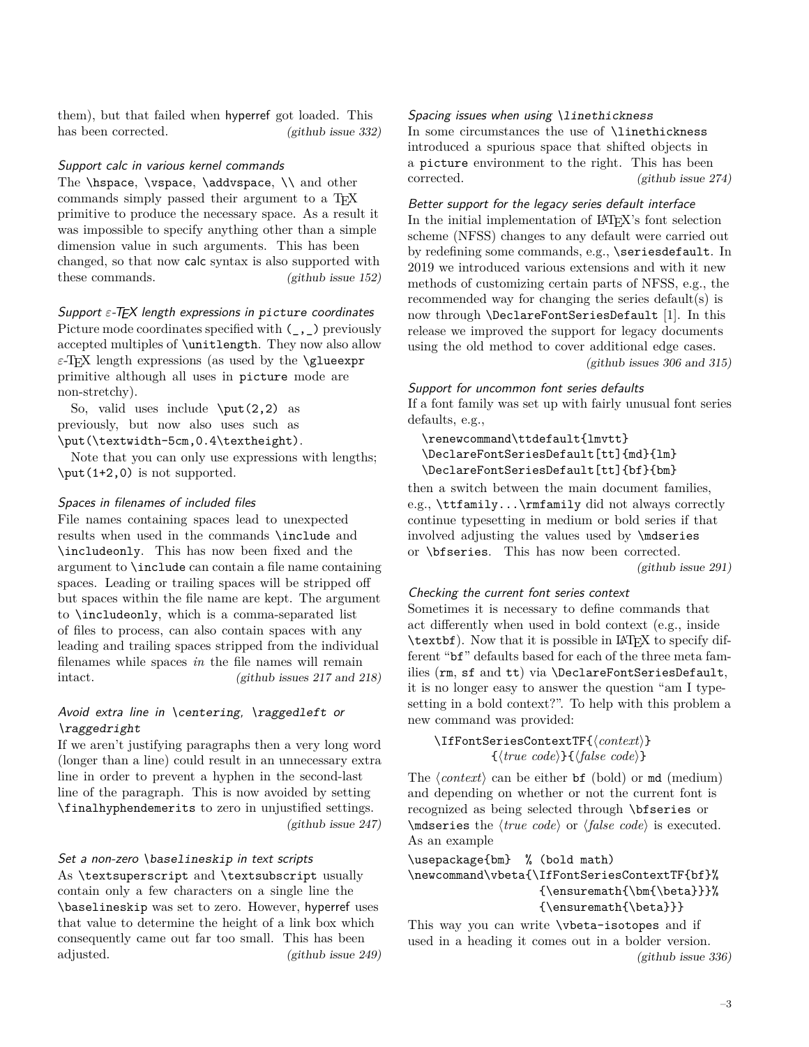them), but that failed when hyperref got loaded. This has been corrected. *(github issue 332)*

#### *Support calc in various kernel commands*

The `\hspace`, `\vspace`, `\addvspace`, `\\` and other commands simply passed their argument to a TeX primitive to produce the necessary space. As a result it was impossible to specify anything other than a simple dimension value in such arguments. This has been changed, so that now calc syntax is also supported with these commands. *(github issue 152)*

#### *Support ε-TeX length expressions in picture coordinates*

Picture mode coordinates specified with `(_,_)` previously accepted multiples of `\unitlength`. They now also allow ε-TeX length expressions (as used by the `\glueexpr` primitive although all uses in `picture` mode are non-stretchy).

So, valid uses include `\put(2,2)` as previously, but now also uses such as `\put(\textwidth-5cm,0.4\textheight)`.

Note that you can only use expressions with lengths; `\put(1+2,0)` is not supported.

#### *Spaces in filenames of included files*

File names containing spaces lead to unexpected results when used in the commands `\include` and `\includeonly`. This has now been fixed and the argument to `\include` can contain a file name containing spaces. Leading or trailing spaces will be stripped off but spaces within the file name are kept. The argument to `\includeonly`, which is a comma-separated list of files to process, can also contain spaces with any leading and trailing spaces stripped from the individual filenames while spaces *in* the file names will remain intact. *(github issues 217 and 218)*

#### *Avoid extra line in \centering, \raggedleft or \raggedright*

If we aren't justifying paragraphs then a very long word (longer than a line) could result in an unnecessary extra line in order to prevent a hyphen in the second-last line of the paragraph. This is now avoided by setting `\finalhyphendemerits` to zero in unjustified settings. *(github issue 247)*

#### *Set a non-zero \baselineskip in text scripts*

As `\textsuperscript` and `\textsubscript` usually contain only a few characters on a single line the `\baselineskip` was set to zero. However, hyperref uses that value to determine the height of a link box which consequently came out far too small. This has been adjusted. *(github issue 249)*

#### *Spacing issues when using \linethickness*

In some circumstances the use of `\linethickness` introduced a spurious space that shifted objects in a `picture` environment to the right. This has been corrected. *(github issue 274)*

#### *Better support for the legacy series default interface*

In the initial implementation of LaTeX's font selection scheme (NFSS) changes to any default were carried out by redefining some commands, e.g., `\seriesdefault`. In 2019 we introduced various extensions and with it new methods of customizing certain parts of NFSS, e.g., the recommended way for changing the series default(s) is now through `\DeclareFontSeriesDefault` [1]. In this release we improved the support for legacy documents using the old method to cover additional edge cases. *(github issues 306 and 315)*

#### *Support for uncommon font series defaults*

If a font family was set up with fairly unusual font series defaults, e.g.,

```
\renewcommand\ttdefault{lmvtt}
\DeclareFontSeriesDefault[tt]{md}{lm}
\DeclareFontSeriesDefault[tt]{bf}{bm}
```

then a switch between the main document families, e.g., `\ttfamily...\rmfamily` did not always correctly continue typesetting in medium or bold series if that involved adjusting the values used by `\mdseries` or `\bfseries`. This has now been corrected. *(github issue 291)*

#### *Checking the current font series context*

Sometimes it is necessary to define commands that act differently when used in bold context (e.g., inside `\textbf`). Now that it is possible in LaTeX to specify different "`bf`" defaults based for each of the three meta families (`rm`, `sf` and `tt`) via `\DeclareFontSeriesDefault`, it is no longer easy to answer the question "am I typesetting in a bold context?". To help with this problem a new command was provided:

```
\IfFontSeriesContextTF{⟨context⟩}
        {⟨true code⟩}{⟨false code⟩}
```

The ⟨*context*⟩ can be either `bf` (bold) or `md` (medium) and depending on whether or not the current font is recognized as being selected through `\bfseries` or `\mdseries` the ⟨*true code*⟩ or ⟨*false code*⟩ is executed. As an example

```
\usepackage{bm}  % (bold math)
\newcommand\vbeta{\IfFontSeriesContextTF{bf}%
                  {\ensuremath{\bm{\beta}}}%
                  {\ensuremath{\beta}}}
```

This way you can write `\vbeta-isotopes` and if used in a heading it comes out in a bolder version. *(github issue 336)*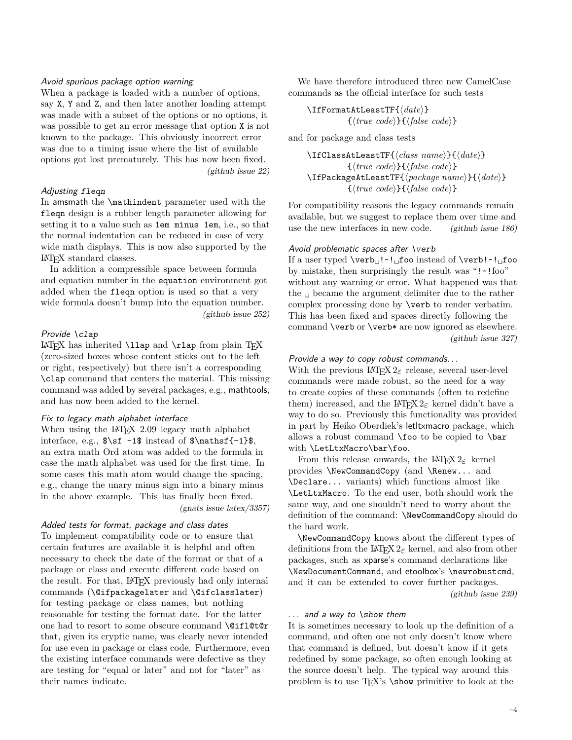### *Avoid spurious package option warning*

When a package is loaded with a number of options, say `X`, `Y` and `Z`, and then later another loading attempt was made with a subset of the options or no options, it was possible to get an error message that option `X` is not known to the package. This obviously incorrect error was due to a timing issue where the list of available options got lost prematurely. This has now been fixed. *(github issue 22)*

### *Adjusting `fleqn`*

In amsmath the `\mathindent` parameter used with the `fleqn` design is a rubber length parameter allowing for setting it to a value such as `1em minus 1em`, i.e., so that the normal indentation can be reduced in case of very wide math displays. This is now also supported by the LaTeX standard classes.

In addition a compressible space between formula and equation number in the `equation` environment got added when the `fleqn` option is used so that a very wide formula doesn't bump into the equation number. *(github issue 252)*

### *Provide `\clap`*

LaTeX has inherited `\llap` and `\rlap` from plain TeX (zero-sized boxes whose content sticks out to the left or right, respectively) but there isn't a corresponding `\clap` command that centers the material. This missing command was added by several packages, e.g., mathtools, and has now been added to the kernel.

### *Fix to legacy math alphabet interface*

When using the LaTeX 2.09 legacy math alphabet interface, e.g., `$\sf -1$` instead of `$\mathsf{-1}$`, an extra math Ord atom was added to the formula in case the math alphabet was used for the first time. In some cases this math atom would change the spacing, e.g., change the unary minus sign into a binary minus in the above example. This has finally been fixed. *(gnats issue latex/3357)*

### *Added tests for format, package and class dates*

To implement compatibility code or to ensure that certain features are available it is helpful and often necessary to check the date of the format or that of a package or class and execute different code based on the result. For that, LaTeX previously had only internal commands (`\@ifpackagelater` and `\@ifclasslater`) for testing package or class names, but nothing reasonable for testing the format date. For the latter one had to resort to some obscure command `\@ifl@t@r` that, given its cryptic name, was clearly never intended for use even in package or class code. Furthermore, even the existing interface commands were defective as they are testing for "equal or later" and not for "later" as their names indicate.

We have therefore introduced three new CamelCase commands as the official interface for such tests

```
\IfFormatAtLeastTF{⟨date⟩}
        {⟨true code⟩}{⟨false code⟩}
```

and for package and class tests

```
\IfClassAtLeastTF{⟨class name⟩}{⟨date⟩}
        {⟨true code⟩}{⟨false code⟩}
\IfPackageAtLeastTF{⟨package name⟩}{⟨date⟩}
        {⟨true code⟩}{⟨false code⟩}
```

For compatibility reasons the legacy commands remain available, but we suggest to replace them over time and use the new interfaces in new code. *(github issue 186)*

### *Avoid problematic spaces after `\verb`*

If a user typed `\verb␣!~!␣foo` instead of `\verb!~!␣foo` by mistake, then surprisingly the result was "`!~!`foo" without any warning or error. What happened was that the ␣ became the argument delimiter due to the rather complex processing done by `\verb` to render verbatim. This has been fixed and spaces directly following the command `\verb` or `\verb*` are now ignored as elsewhere. *(github issue 327)*

### *Provide a way to copy robust commands...*

With the previous LaTeX 2ε release, several user-level commands were made robust, so the need for a way to create copies of these commands (often to redefine them) increased, and the LaTeX 2ε kernel didn't have a way to do so. Previously this functionality was provided in part by Heiko Oberdiek's letltxmacro package, which allows a robust command `\foo` to be copied to `\bar` with `\LetLtxMacro\bar\foo`.

From this release onwards, the LaTeX 2ε kernel provides `\NewCommandCopy` (and `\Renew...` and `\Declare...` variants) which functions almost like `\LetLtxMacro`. To the end user, both should work the same way, and one shouldn't need to worry about the definition of the command: `\NewCommandCopy` should do the hard work.

`\NewCommandCopy` knows about the different types of definitions from the LaTeX 2ε kernel, and also from other packages, such as xparse's command declarations like `\NewDocumentCommand`, and etoolbox's `\newrobustcmd`, and it can be extended to cover further packages. *(github issue 239)*

### *... and a way to `\show` them*

It is sometimes necessary to look up the definition of a command, and often one not only doesn't know where that command is defined, but doesn't know if it gets redefined by some package, so often enough looking at the source doesn't help. The typical way around this problem is to use TeX's `\show` primitive to look at the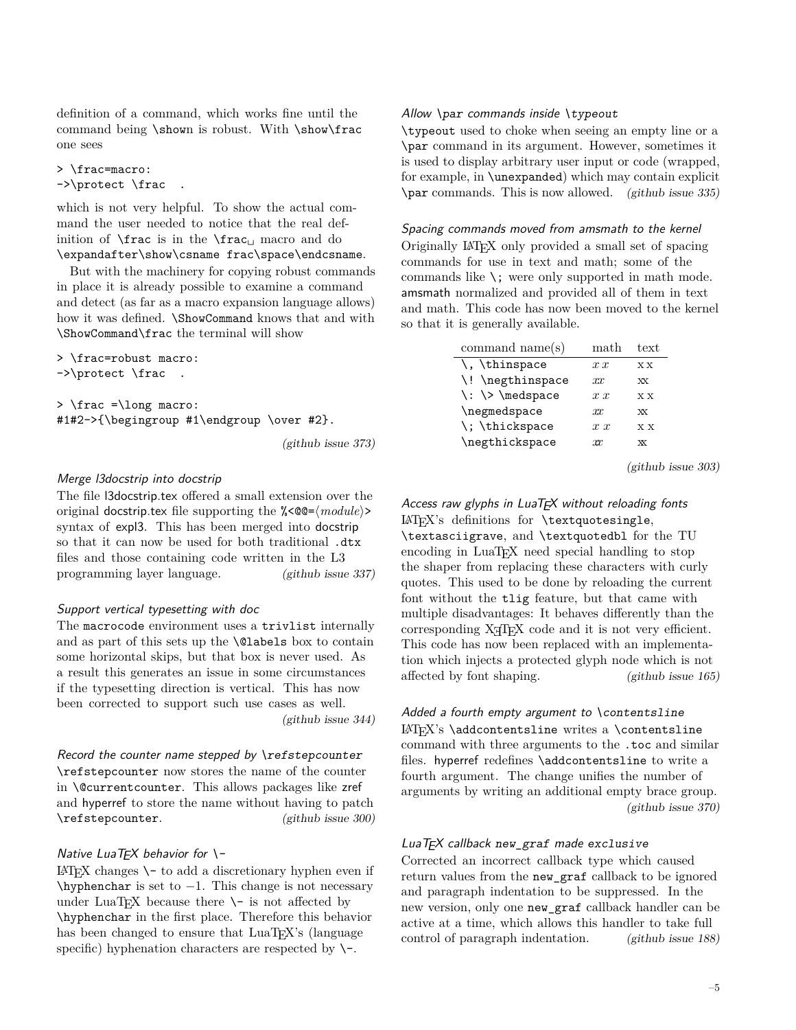definition of a command, which works fine until the command being `\show`n is robust. With `\show\frac` one sees

```
> \frac=macro:
->\protect \frac  .
```

which is not very helpful. To show the actual command the user needed to notice that the real definition of `\frac` is in the `\frac␣` macro and do `\expandafter\show\csname frac\space\endcsname`.

But with the machinery for copying robust commands in place it is already possible to examine a command and detect (as far as a macro expansion language allows) how it was defined. `\ShowCommand` knows that and with `\ShowCommand\frac` the terminal will show

```
> \frac=robust macro:
->\protect \frac  .

> \frac =\long macro:
#1#2->{\begingroup #1\endgroup \over #2}.
```

*(github issue 373)*

### *Merge l3docstrip into docstrip*

The file l3docstrip.tex offered a small extension over the original docstrip.tex file supporting the `%<@@=`⟨*module*⟩`>` syntax of expl3. This has been merged into docstrip so that it can now be used for both traditional `.dtx` files and those containing code written in the L3 programming layer language. *(github issue 337)*

### *Support vertical typesetting with doc*

The `macrocode` environment uses a `trivlist` internally and as part of this sets up the `\@labels` box to contain some horizontal skips, but that box is never used. As a result this generates an issue in some circumstances if the typesetting direction is vertical. This has now been corrected to support such use cases as well. *(github issue 344)*

### *Record the counter name stepped by `\refstepcounter`*

`\refstepcounter` now stores the name of the counter in `\@currentcounter`. This allows packages like zref and hyperref to store the name without having to patch `\refstepcounter`. *(github issue 300)*

### *Native LuaTEX behavior for `\-`*

LATEX changes `\-` to add a discretionary hyphen even if `\hyphenchar` is set to −1. This change is not necessary under LuaTEX because there `\-` is not affected by `\hyphenchar` in the first place. Therefore this behavior has been changed to ensure that LuaTEX's (language specific) hyphenation characters are respected by `\-`.

### *Allow `\par` commands inside `\typeout`*

`\typeout` used to choke when seeing an empty line or a `\par` command in its argument. However, sometimes it is used to display arbitrary user input or code (wrapped, for example, in `\unexpanded`) which may contain explicit `\par` commands. This is now allowed. *(github issue 335)*

### *Spacing commands moved from amsmath to the kernel*

Originally LATEX only provided a small set of spacing commands for use in text and math; some of the commands like `\;` were only supported in math mode. amsmath normalized and provided all of them in text and math. This code has now been moved to the kernel so that it is generally available.

| command name(s) | math | text |
|---|---|---|
| `\,` `\thinspace` | $x\,x$ | x x |
| `\!` `\negthinspace` | $x\!x$ | xx |
| `\:` `\>` `\medspace` | $x\:x$ | x x |
| `\negmedspace` | $x\mskip-\medmuskip x$ | xx |
| `\;` `\thickspace` | $x\;x$ | x x |
| `\negthickspace` | $x\mskip-\thickmuskip x$ | xx |

*(github issue 303)*

### *Access raw glyphs in LuaTEX without reloading fonts*

LATEX's definitions for `\textquotesingle`, `\textasciigrave`, and `\textquotedbl` for the TU encoding in LuaTEX need special handling to stop the shaper from replacing these characters with curly quotes. This used to be done by reloading the current font without the `tlig` feature, but that came with multiple disadvantages: It behaves differently than the corresponding XeTEX code and it is not very efficient. This code has now been replaced with an implementation which injects a protected glyph node which is not affected by font shaping. *(github issue 165)*

### *Added a fourth empty argument to `\contentsline`*

LATEX's `\addcontentsline` writes a `\contentsline` command with three arguments to the `.toc` and similar files. hyperref redefines `\addcontentsline` to write a fourth argument. The change unifies the number of arguments by writing an additional empty brace group. *(github issue 370)*

### *LuaTEX callback `new_graf` made `exclusive`*

Corrected an incorrect callback type which caused return values from the `new_graf` callback to be ignored and paragraph indentation to be suppressed. In the new version, only one `new_graf` callback handler can be active at a time, which allows this handler to take full control of paragraph indentation. *(github issue 188)*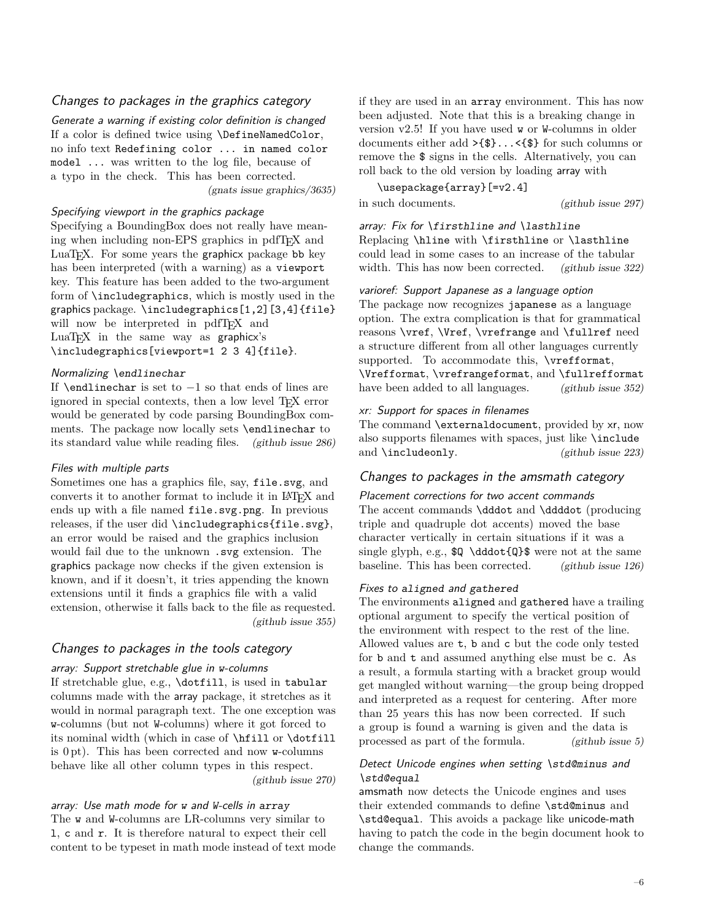## Changes to packages in the graphics category

### Generate a warning if existing color definition is changed

If a color is defined twice using `\DefineNamedColor`, no info text `Redefining color ... in named color model ...` was written to the log file, because of a typo in the check. This has been corrected. *(gnats issue graphics/3635)*

### Specifying viewport in the graphics package

Specifying a BoundingBox does not really have meaning when including non-EPS graphics in pdfTEX and LuaTEX. For some years the graphicx package `bb` key has been interpreted (with a warning) as a `viewport` key. This feature has been added to the two-argument form of `\includegraphics`, which is mostly used in the graphics package. `\includegraphics[1,2][3,4]{file}` will now be interpreted in pdfTEX and LuaTEX in the same way as graphicx's `\includegraphics[viewport=1 2 3 4]{file}`.

### Normalizing `\endlinechar`

If `\endlinechar` is set to $-1$ so that ends of lines are ignored in special contexts, then a low level TEX error would be generated by code parsing BoundingBox comments. The package now locally sets `\endlinechar` to its standard value while reading files. *(github issue 286)*

### Files with multiple parts

Sometimes one has a graphics file, say, `file.svg`, and converts it to another format to include it in LATEX and ends up with a file named `file.svg.png`. In previous releases, if the user did `\includegraphics{file.svg}`, an error would be raised and the graphics inclusion would fail due to the unknown `.svg` extension. The graphics package now checks if the given extension is known, and if it doesn't, it tries appending the known extensions until it finds a graphics file with a valid extension, otherwise it falls back to the file as requested. *(github issue 355)*

## Changes to packages in the tools category

### array: Support stretchable glue in w-columns

If stretchable glue, e.g., `\dotfill`, is used in `tabular` columns made with the array package, it stretches as it would in normal paragraph text. The one exception was w-columns (but not W-columns) where it got forced to its nominal width (which in case of `\hfill` or `\dotfill` is 0 pt). This has been corrected and now w-columns behave like all other column types in this respect. *(github issue 270)*

### array: Use math mode for w and W-cells in array

The `w` and `W`-columns are LR-columns very similar to `l`, `c` and `r`. It is therefore natural to expect their cell content to be typeset in math mode instead of text mode if they are used in an `array` environment. This has now been adjusted. Note that this is a breaking change in version v2.5! If you have used `w` or `W`-columns in older documents either add `>{$}...<{$}` for such columns or remove the `$` signs in the cells. Alternatively, you can roll back to the old version by loading array with

```
\usepackage{array}[=v2.4]
```

in such documents. *(github issue 297)*

### array: Fix for `\firsthline` and `\lasthline`

Replacing `\hline` with `\firsthline` or `\lasthline` could lead in some cases to an increase of the tabular width. This has now been corrected. *(github issue 322)*

### varioref: Support Japanese as a language option

The package now recognizes `japanese` as a language option. The extra complication is that for grammatical reasons `\vref`, `\Vref`, `\vrefrange` and `\fullref` need a structure different from all other languages currently supported. To accommodate this, `\vrefformat`, `\Vrefformat`, `\vrefrangeformat`, and `\fullrefformat` have been added to all languages. *(github issue 352)*

### xr: Support for spaces in filenames

The command `\externaldocument`, provided by xr, now also supports filenames with spaces, just like `\include` and `\includeonly`. *(github issue 223)*

## Changes to packages in the amsmath category

### Placement corrections for two accent commands

The accent commands `\dddot` and `\ddddot` (producing triple and quadruple dot accents) moved the base character vertically in certain situations if it was a single glyph, e.g., `$Q \dddot{Q}$` were not at the same baseline. This has been corrected. *(github issue 126)*

### Fixes to `aligned` and `gathered`

The environments `aligned` and `gathered` have a trailing optional argument to specify the vertical position of the environment with respect to the rest of the line. Allowed values are `t`, `b` and `c` but the code only tested for `b` and `t` and assumed anything else must be `c`. As a result, a formula starting with a bracket group would get mangled without warning—the group being dropped and interpreted as a request for centering. After more than 25 years this has now been corrected. If such a group is found a warning is given and the data is processed as part of the formula. *(github issue 5)*

### Detect Unicode engines when setting `\std@minus` and `\std@equal`

amsmath now detects the Unicode engines and uses their extended commands to define `\std@minus` and `\std@equal`. This avoids a package like unicode-math having to patch the code in the begin document hook to change the commands.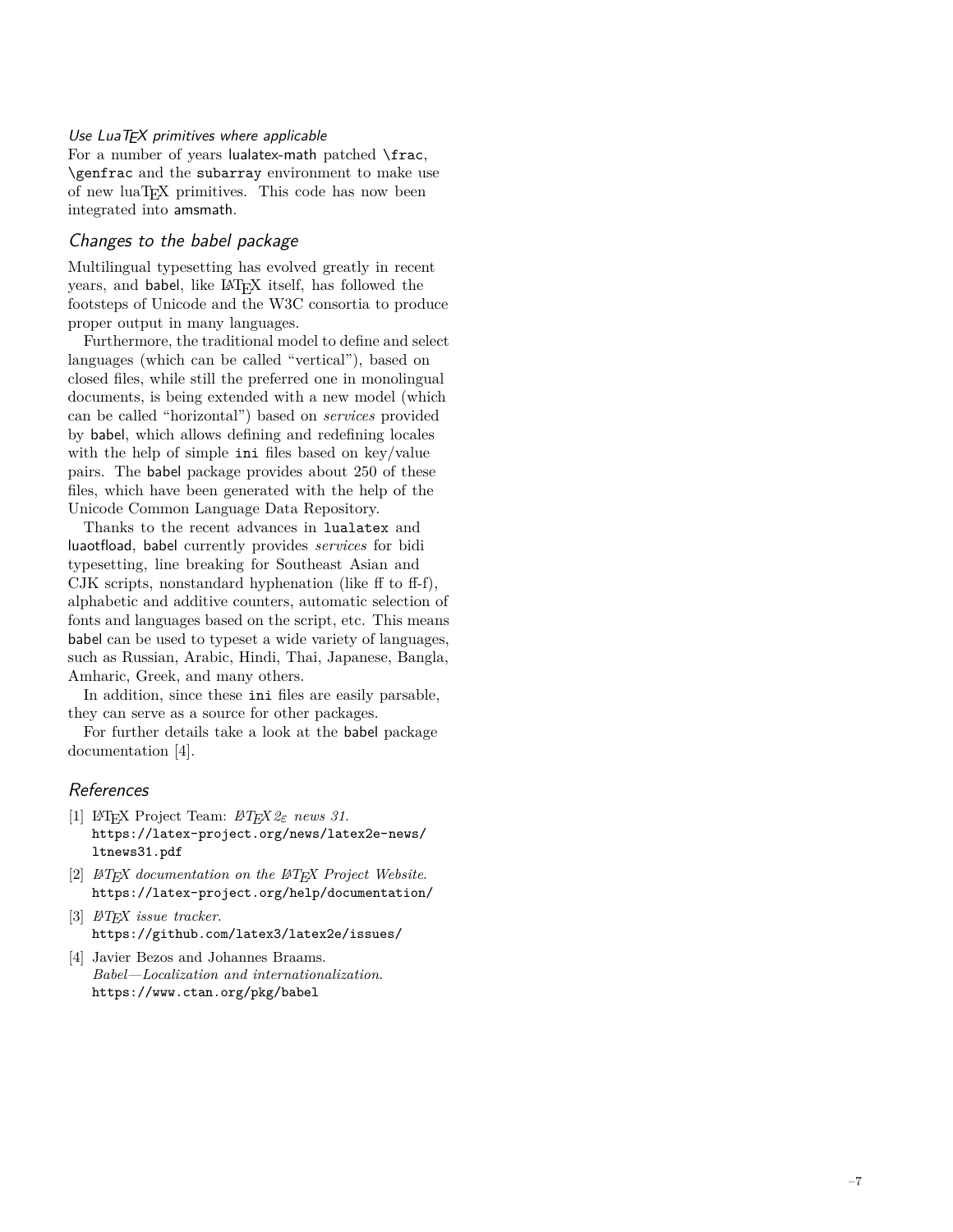### Use LuaTeX primitives where applicable

For a number of years lualatex-math patched `\frac`, `\genfrac` and the `subarray` environment to make use of new luaTeX primitives. This code has now been integrated into amsmath.

## Changes to the babel package

Multilingual typesetting has evolved greatly in recent years, and babel, like LaTeX itself, has followed the footsteps of Unicode and the W3C consortia to produce proper output in many languages.

Furthermore, the traditional model to define and select languages (which can be called "vertical"), based on closed files, while still the preferred one in monolingual documents, is being extended with a new model (which can be called "horizontal") based on *services* provided by babel, which allows defining and redefining locales with the help of simple `ini` files based on key/value pairs. The babel package provides about 250 of these files, which have been generated with the help of the Unicode Common Language Data Repository.

Thanks to the recent advances in `lualatex` and luaotfload, babel currently provides *services* for bidi typesetting, line breaking for Southeast Asian and CJK scripts, nonstandard hyphenation (like ff to ff-f), alphabetic and additive counters, automatic selection of fonts and languages based on the script, etc. This means babel can be used to typeset a wide variety of languages, such as Russian, Arabic, Hindi, Thai, Japanese, Bangla, Amharic, Greek, and many others.

In addition, since these `ini` files are easily parsable, they can serve as a source for other packages.

For further details take a look at the babel package documentation [4].

## References

[1] LaTeX Project Team: *LaTeX 2ε news 31*. `https://latex-project.org/news/latex2e-news/ltnews31.pdf`

[2] *LaTeX documentation on the LaTeX Project Website*. `https://latex-project.org/help/documentation/`

[3] *LaTeX issue tracker*. `https://github.com/latex3/latex2e/issues/`

[4] Javier Bezos and Johannes Braams. *Babel—Localization and internationalization*. `https://www.ctan.org/pkg/babel`